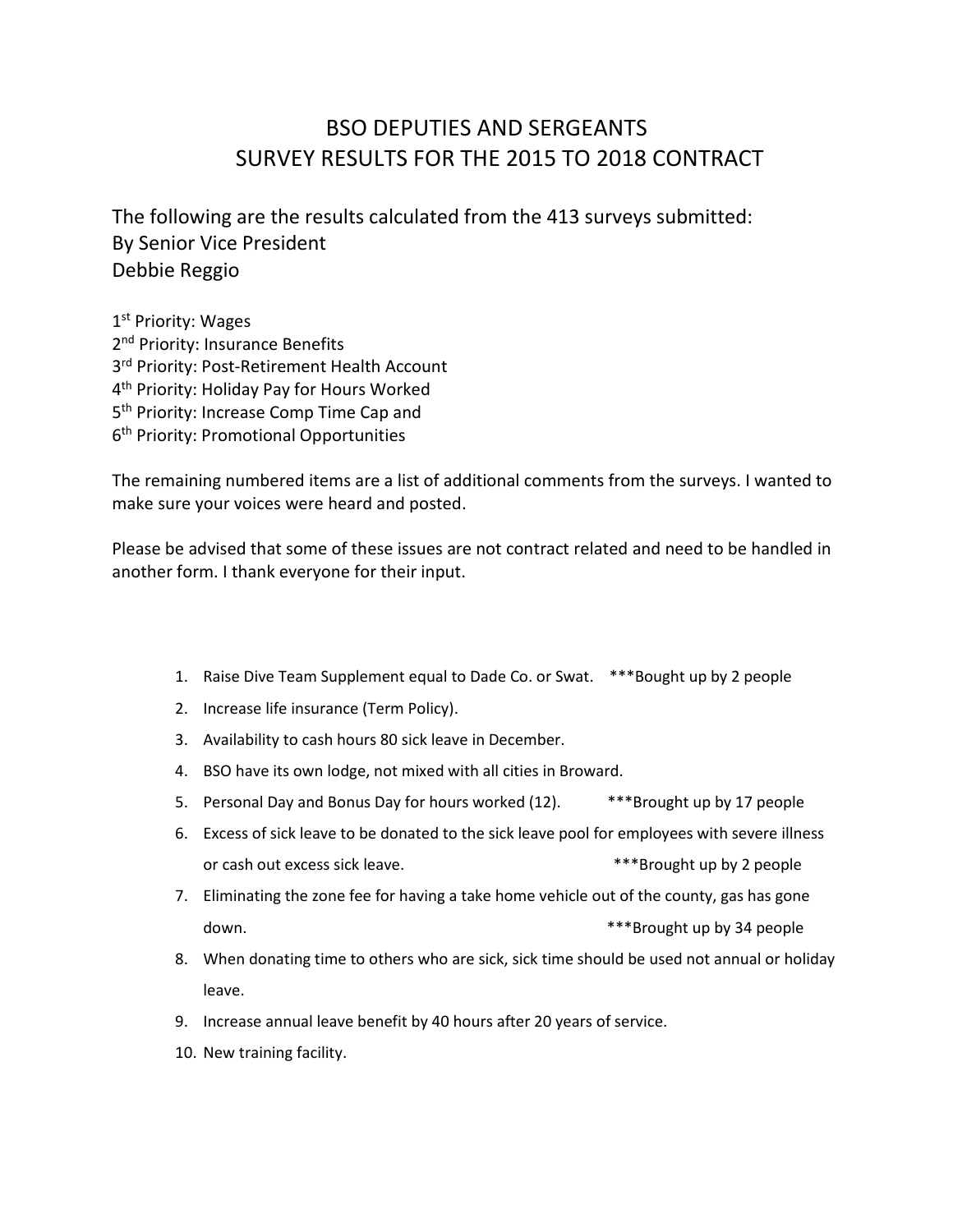# BSO DEPUTIES AND SERGEANTS
# SURVEY RESULTS FOR THE 2015 TO 2018 CONTRACT

The following are the results calculated from the 413 surveys submitted:
By Senior Vice President
Debbie Reggio

1st Priority: Wages
2nd Priority: Insurance Benefits
3rd Priority: Post-Retirement Health Account
4th Priority: Holiday Pay for Hours Worked
5th Priority: Increase Comp Time Cap and
6th Priority: Promotional Opportunities

The remaining numbered items are a list of additional comments from the surveys. I wanted to make sure your voices were heard and posted.

Please be advised that some of these issues are not contract related and need to be handled in another form. I thank everyone for their input.

1. Raise Dive Team Supplement equal to Dade Co. or Swat. ***Bought up by 2 people
2. Increase life insurance (Term Policy).
3. Availability to cash hours 80 sick leave in December.
4. BSO have its own lodge, not mixed with all cities in Broward.
5. Personal Day and Bonus Day for hours worked (12). ***Brought up by 17 people
6. Excess of sick leave to be donated to the sick leave pool for employees with severe illness or cash out excess sick leave. ***Brought up by 2 people
7. Eliminating the zone fee for having a take home vehicle out of the county, gas has gone down. ***Brought up by 34 people
8. When donating time to others who are sick, sick time should be used not annual or holiday leave.
9. Increase annual leave benefit by 40 hours after 20 years of service.
10. New training facility.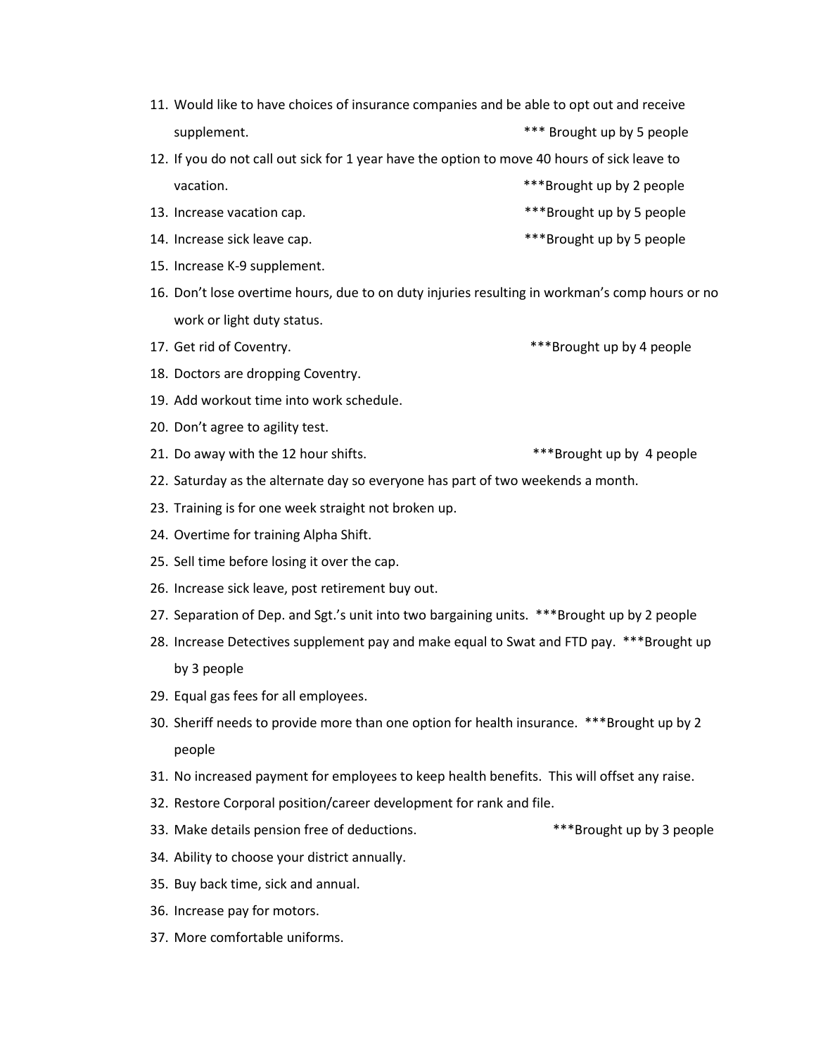11. Would like to have choices of insurance companies and be able to opt out and receive supplement. *** Brought up by 5 people
12. If you do not call out sick for 1 year have the option to move 40 hours of sick leave to vacation. ***Brought up by 2 people
13. Increase vacation cap. ***Brought up by 5 people
14. Increase sick leave cap. ***Brought up by 5 people
15. Increase K-9 supplement.
16. Don't lose overtime hours, due to on duty injuries resulting in workman's comp hours or no work or light duty status.
17. Get rid of Coventry. ***Brought up by 4 people
18. Doctors are dropping Coventry.
19. Add workout time into work schedule.
20. Don't agree to agility test.
21. Do away with the 12 hour shifts. ***Brought up by 4 people
22. Saturday as the alternate day so everyone has part of two weekends a month.
23. Training is for one week straight not broken up.
24. Overtime for training Alpha Shift.
25. Sell time before losing it over the cap.
26. Increase sick leave, post retirement buy out.
27. Separation of Dep. and Sgt.'s unit into two bargaining units. ***Brought up by 2 people
28. Increase Detectives supplement pay and make equal to Swat and FTD pay. ***Brought up by 3 people
29. Equal gas fees for all employees.
30. Sheriff needs to provide more than one option for health insurance. ***Brought up by 2 people
31. No increased payment for employees to keep health benefits. This will offset any raise.
32. Restore Corporal position/career development for rank and file.
33. Make details pension free of deductions. ***Brought up by 3 people
34. Ability to choose your district annually.
35. Buy back time, sick and annual.
36. Increase pay for motors.
37. More comfortable uniforms.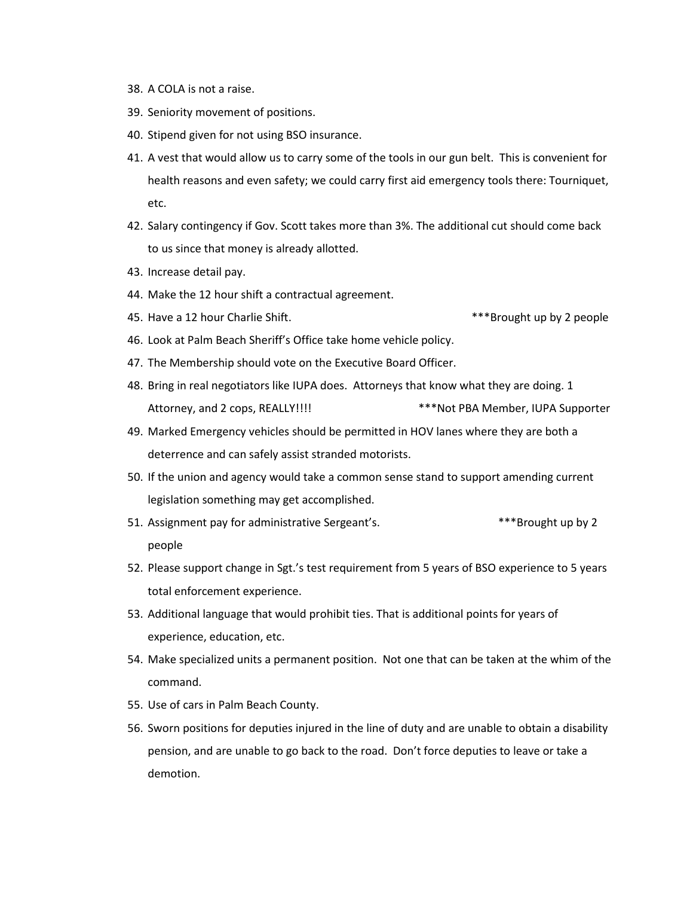38. A COLA is not a raise.
39. Seniority movement of positions.
40. Stipend given for not using BSO insurance.
41. A vest that would allow us to carry some of the tools in our gun belt. This is convenient for health reasons and even safety; we could carry first aid emergency tools there: Tourniquet, etc.
42. Salary contingency if Gov. Scott takes more than 3%. The additional cut should come back to us since that money is already allotted.
43. Increase detail pay.
44. Make the 12 hour shift a contractual agreement.
45. Have a 12 hour Charlie Shift. ***Brought up by 2 people
46. Look at Palm Beach Sheriff's Office take home vehicle policy.
47. The Membership should vote on the Executive Board Officer.
48. Bring in real negotiators like IUPA does. Attorneys that know what they are doing. 1 Attorney, and 2 cops, REALLY!!!! ***Not PBA Member, IUPA Supporter
49. Marked Emergency vehicles should be permitted in HOV lanes where they are both a deterrence and can safely assist stranded motorists.
50. If the union and agency would take a common sense stand to support amending current legislation something may get accomplished.
51. Assignment pay for administrative Sergeant's. ***Brought up by 2 people
52. Please support change in Sgt.'s test requirement from 5 years of BSO experience to 5 years total enforcement experience.
53. Additional language that would prohibit ties. That is additional points for years of experience, education, etc.
54. Make specialized units a permanent position. Not one that can be taken at the whim of the command.
55. Use of cars in Palm Beach County.
56. Sworn positions for deputies injured in the line of duty and are unable to obtain a disability pension, and are unable to go back to the road. Don't force deputies to leave or take a demotion.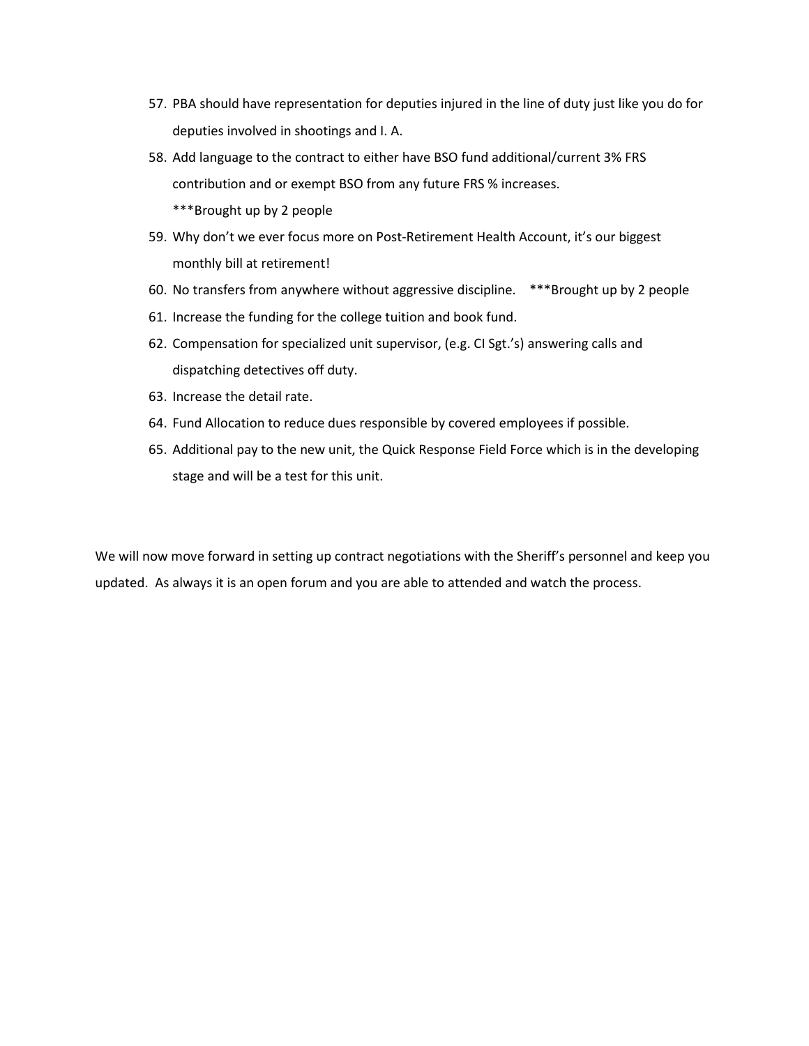57. PBA should have representation for deputies injured in the line of duty just like you do for deputies involved in shootings and I. A.
58. Add language to the contract to either have BSO fund additional/current 3% FRS contribution and or exempt BSO from any future FRS % increases.
    ***Brought up by 2 people
59. Why don't we ever focus more on Post-Retirement Health Account, it's our biggest monthly bill at retirement!
60. No transfers from anywhere without aggressive discipline.    ***Brought up by 2 people
61. Increase the funding for the college tuition and book fund.
62. Compensation for specialized unit supervisor, (e.g. CI Sgt.'s) answering calls and dispatching detectives off duty.
63. Increase the detail rate.
64. Fund Allocation to reduce dues responsible by covered employees if possible.
65. Additional pay to the new unit, the Quick Response Field Force which is in the developing stage and will be a test for this unit.

We will now move forward in setting up contract negotiations with the Sheriff's personnel and keep you updated. As always it is an open forum and you are able to attended and watch the process.